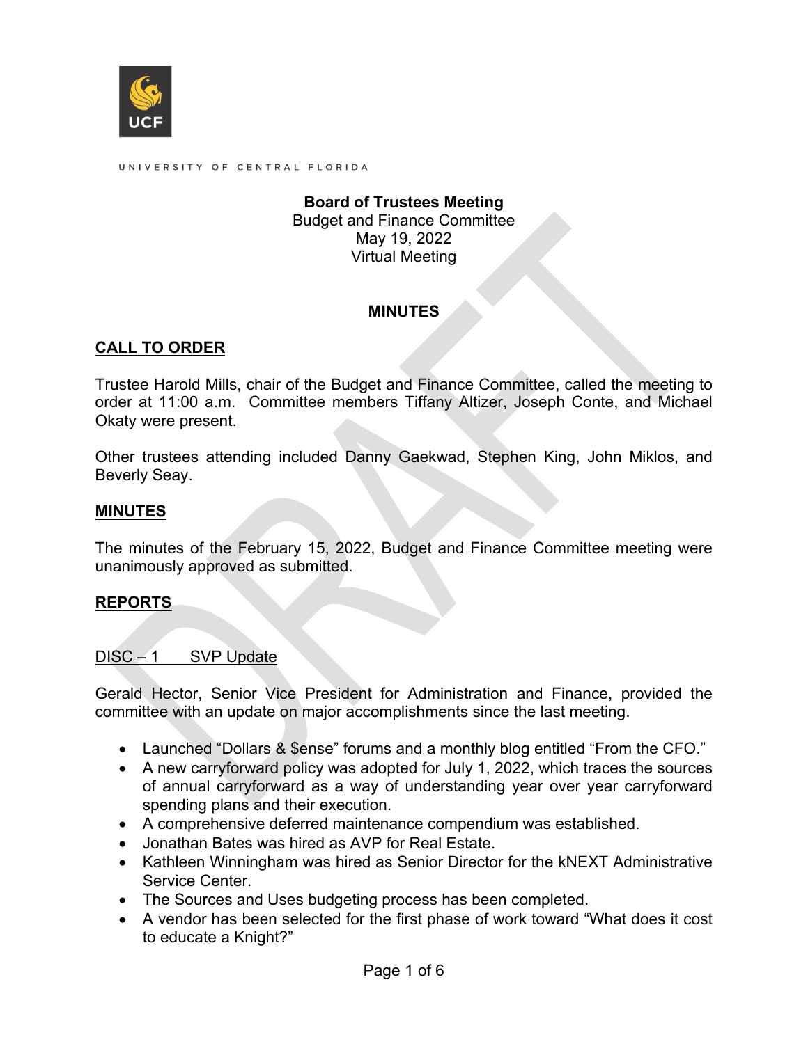UNIVERSITY OF CENTRAL FLORIDA

**Board of Trustees Meeting**
Budget and Finance Committee
May 19, 2022
Virtual Meeting

**MINUTES**

## CALL TO ORDER

Trustee Harold Mills, chair of the Budget and Finance Committee, called the meeting to order at 11:00 a.m. Committee members Tiffany Altizer, Joseph Conte, and Michael Okaty were present.

Other trustees attending included Danny Gaekwad, Stephen King, John Miklos, and Beverly Seay.

## MINUTES

The minutes of the February 15, 2022, Budget and Finance Committee meeting were unanimously approved as submitted.

## REPORTS

DISC – 1 SVP Update

Gerald Hector, Senior Vice President for Administration and Finance, provided the committee with an update on major accomplishments since the last meeting.

- Launched "Dollars & $ense" forums and a monthly blog entitled "From the CFO."
- A new carryforward policy was adopted for July 1, 2022, which traces the sources of annual carryforward as a way of understanding year over year carryforward spending plans and their execution.
- A comprehensive deferred maintenance compendium was established.
- Jonathan Bates was hired as AVP for Real Estate.
- Kathleen Winningham was hired as Senior Director for the kNEXT Administrative Service Center.
- The Sources and Uses budgeting process has been completed.
- A vendor has been selected for the first phase of work toward "What does it cost to educate a Knight?"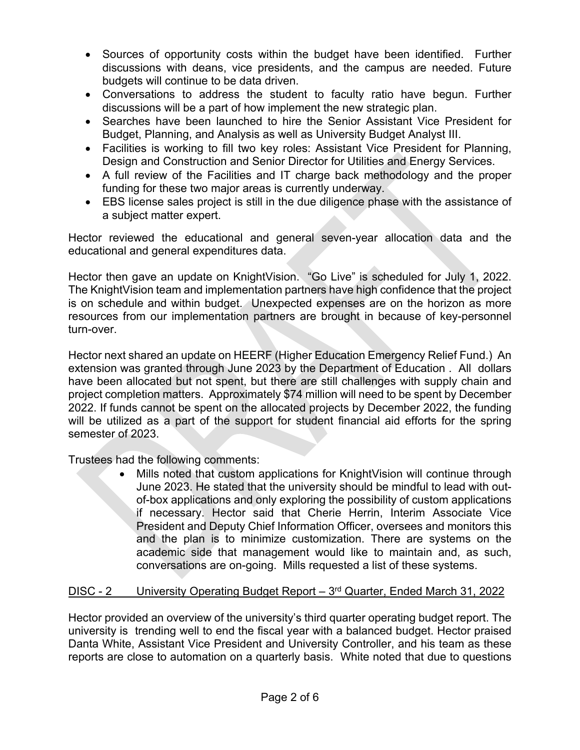- Sources of opportunity costs within the budget have been identified. Further discussions with deans, vice presidents, and the campus are needed. Future budgets will continue to be data driven.
- Conversations to address the student to faculty ratio have begun. Further discussions will be a part of how implement the new strategic plan.
- Searches have been launched to hire the Senior Assistant Vice President for Budget, Planning, and Analysis as well as University Budget Analyst III.
- Facilities is working to fill two key roles: Assistant Vice President for Planning, Design and Construction and Senior Director for Utilities and Energy Services.
- A full review of the Facilities and IT charge back methodology and the proper funding for these two major areas is currently underway.
- EBS license sales project is still in the due diligence phase with the assistance of a subject matter expert.

Hector reviewed the educational and general seven-year allocation data and the educational and general expenditures data.

Hector then gave an update on KnightVision. "Go Live" is scheduled for July 1, 2022. The KnightVision team and implementation partners have high confidence that the project is on schedule and within budget. Unexpected expenses are on the horizon as more resources from our implementation partners are brought in because of key-personnel turn-over.

Hector next shared an update on HEERF (Higher Education Emergency Relief Fund.) An extension was granted through June 2023 by the Department of Education . All dollars have been allocated but not spent, but there are still challenges with supply chain and project completion matters. Approximately $74 million will need to be spent by December 2022. If funds cannot be spent on the allocated projects by December 2022, the funding will be utilized as a part of the support for student financial aid efforts for the spring semester of 2023.

Trustees had the following comments:

- Mills noted that custom applications for KnightVision will continue through June 2023. He stated that the university should be mindful to lead with out-of-box applications and only exploring the possibility of custom applications if necessary. Hector said that Cherie Herrin, Interim Associate Vice President and Deputy Chief Information Officer, oversees and monitors this and the plan is to minimize customization. There are systems on the academic side that management would like to maintain and, as such, conversations are on-going. Mills requested a list of these systems.

DISC - 2 University Operating Budget Report – 3rd Quarter, Ended March 31, 2022

Hector provided an overview of the university's third quarter operating budget report. The university is trending well to end the fiscal year with a balanced budget. Hector praised Danta White, Assistant Vice President and University Controller, and his team as these reports are close to automation on a quarterly basis. White noted that due to questions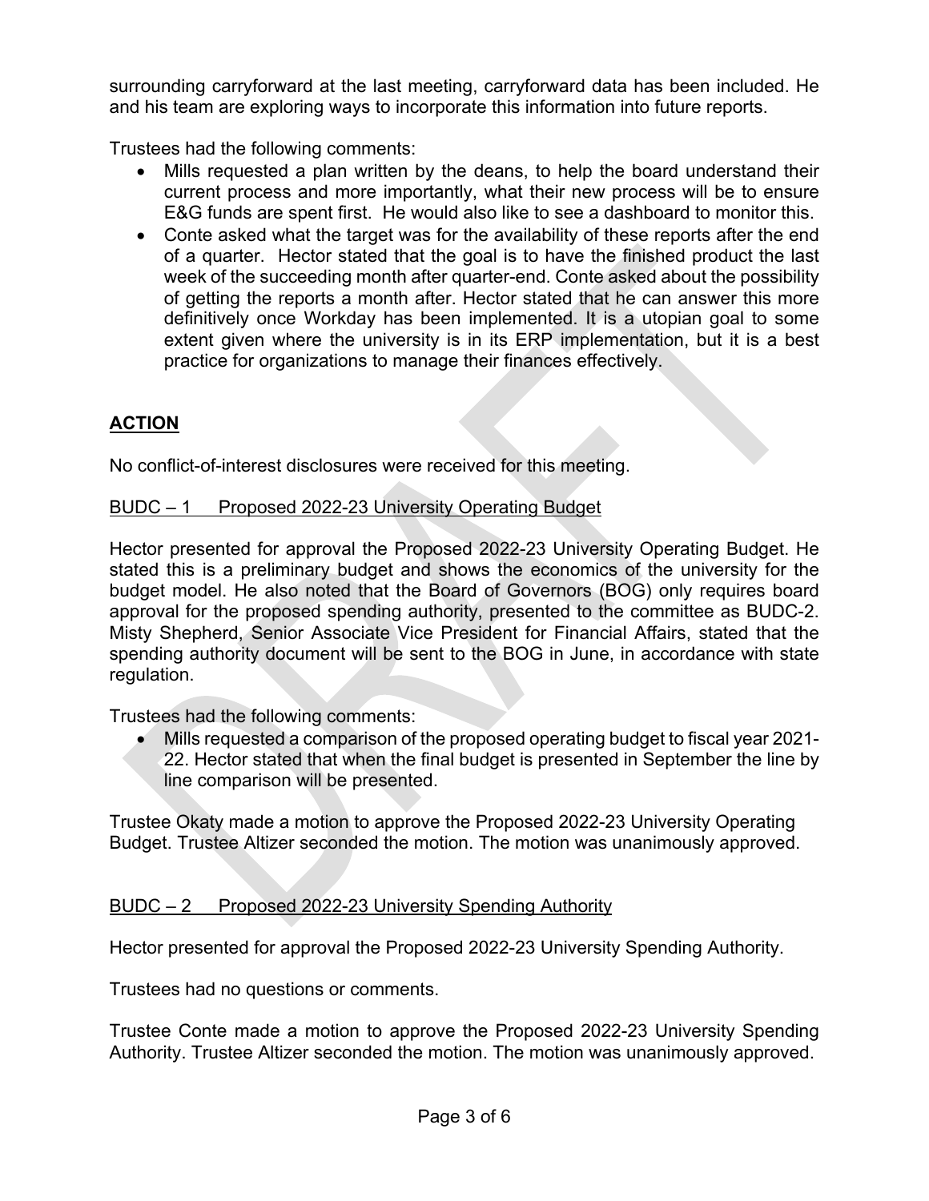surrounding carryforward at the last meeting, carryforward data has been included. He and his team are exploring ways to incorporate this information into future reports.

Trustees had the following comments:

- Mills requested a plan written by the deans, to help the board understand their current process and more importantly, what their new process will be to ensure E&G funds are spent first. He would also like to see a dashboard to monitor this.
- Conte asked what the target was for the availability of these reports after the end of a quarter. Hector stated that the goal is to have the finished product the last week of the succeeding month after quarter-end. Conte asked about the possibility of getting the reports a month after. Hector stated that he can answer this more definitively once Workday has been implemented. It is a utopian goal to some extent given where the university is in its ERP implementation, but it is a best practice for organizations to manage their finances effectively.

## **ACTION**

No conflict-of-interest disclosures were received for this meeting.

BUDC – 1 Proposed 2022-23 University Operating Budget

Hector presented for approval the Proposed 2022-23 University Operating Budget. He stated this is a preliminary budget and shows the economics of the university for the budget model. He also noted that the Board of Governors (BOG) only requires board approval for the proposed spending authority, presented to the committee as BUDC-2. Misty Shepherd, Senior Associate Vice President for Financial Affairs, stated that the spending authority document will be sent to the BOG in June, in accordance with state regulation.

Trustees had the following comments:

- Mills requested a comparison of the proposed operating budget to fiscal year 2021-22. Hector stated that when the final budget is presented in September the line by line comparison will be presented.

Trustee Okaty made a motion to approve the Proposed 2022-23 University Operating Budget. Trustee Altizer seconded the motion. The motion was unanimously approved.

BUDC – 2 Proposed 2022-23 University Spending Authority

Hector presented for approval the Proposed 2022-23 University Spending Authority.

Trustees had no questions or comments.

Trustee Conte made a motion to approve the Proposed 2022-23 University Spending Authority. Trustee Altizer seconded the motion. The motion was unanimously approved.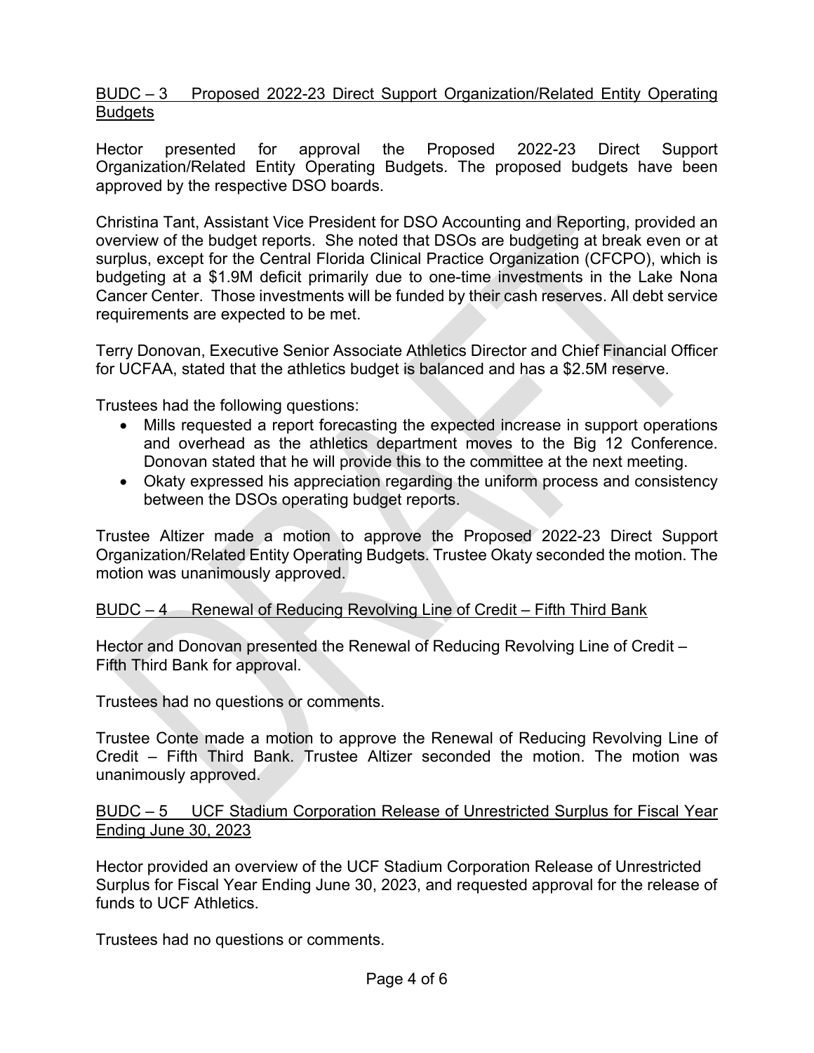## BUDC – 3 Proposed 2022-23 Direct Support Organization/Related Entity Operating Budgets

Hector presented for approval the Proposed 2022-23 Direct Support Organization/Related Entity Operating Budgets. The proposed budgets have been approved by the respective DSO boards.

Christina Tant, Assistant Vice President for DSO Accounting and Reporting, provided an overview of the budget reports. She noted that DSOs are budgeting at break even or at surplus, except for the Central Florida Clinical Practice Organization (CFCPO), which is budgeting at a $1.9M deficit primarily due to one-time investments in the Lake Nona Cancer Center. Those investments will be funded by their cash reserves. All debt service requirements are expected to be met.

Terry Donovan, Executive Senior Associate Athletics Director and Chief Financial Officer for UCFAA, stated that the athletics budget is balanced and has a $2.5M reserve.

Trustees had the following questions:

- Mills requested a report forecasting the expected increase in support operations and overhead as the athletics department moves to the Big 12 Conference. Donovan stated that he will provide this to the committee at the next meeting.
- Okaty expressed his appreciation regarding the uniform process and consistency between the DSOs operating budget reports.

Trustee Altizer made a motion to approve the Proposed 2022-23 Direct Support Organization/Related Entity Operating Budgets. Trustee Okaty seconded the motion. The motion was unanimously approved.

## BUDC – 4 Renewal of Reducing Revolving Line of Credit – Fifth Third Bank

Hector and Donovan presented the Renewal of Reducing Revolving Line of Credit – Fifth Third Bank for approval.

Trustees had no questions or comments.

Trustee Conte made a motion to approve the Renewal of Reducing Revolving Line of Credit – Fifth Third Bank. Trustee Altizer seconded the motion. The motion was unanimously approved.

## BUDC – 5 UCF Stadium Corporation Release of Unrestricted Surplus for Fiscal Year Ending June 30, 2023

Hector provided an overview of the UCF Stadium Corporation Release of Unrestricted Surplus for Fiscal Year Ending June 30, 2023, and requested approval for the release of funds to UCF Athletics.

Trustees had no questions or comments.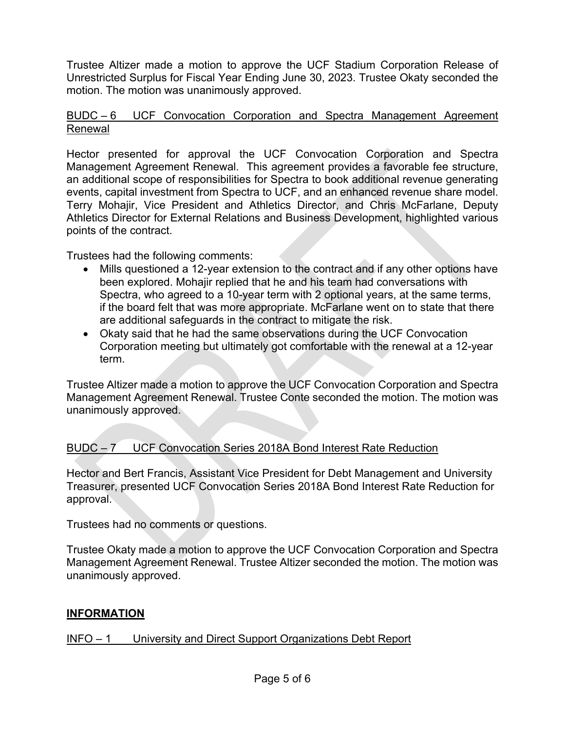Trustee Altizer made a motion to approve the UCF Stadium Corporation Release of Unrestricted Surplus for Fiscal Year Ending June 30, 2023. Trustee Okaty seconded the motion. The motion was unanimously approved.

<u>BUDC – 6 UCF Convocation Corporation and Spectra Management Agreement Renewal</u>

Hector presented for approval the UCF Convocation Corporation and Spectra Management Agreement Renewal. This agreement provides a favorable fee structure, an additional scope of responsibilities for Spectra to book additional revenue generating events, capital investment from Spectra to UCF, and an enhanced revenue share model. Terry Mohajir, Vice President and Athletics Director, and Chris McFarlane, Deputy Athletics Director for External Relations and Business Development, highlighted various points of the contract.

Trustees had the following comments:

- Mills questioned a 12-year extension to the contract and if any other options have been explored. Mohajir replied that he and his team had conversations with Spectra, who agreed to a 10-year term with 2 optional years, at the same terms, if the board felt that was more appropriate. McFarlane went on to state that there are additional safeguards in the contract to mitigate the risk.
- Okaty said that he had the same observations during the UCF Convocation Corporation meeting but ultimately got comfortable with the renewal at a 12-year term.

Trustee Altizer made a motion to approve the UCF Convocation Corporation and Spectra Management Agreement Renewal. Trustee Conte seconded the motion. The motion was unanimously approved.

<u>BUDC – 7 UCF Convocation Series 2018A Bond Interest Rate Reduction</u>

Hector and Bert Francis, Assistant Vice President for Debt Management and University Treasurer, presented UCF Convocation Series 2018A Bond Interest Rate Reduction for approval.

Trustees had no comments or questions.

Trustee Okaty made a motion to approve the UCF Convocation Corporation and Spectra Management Agreement Renewal. Trustee Altizer seconded the motion. The motion was unanimously approved.

## **<u>INFORMATION</u>**

<u>INFO – 1 University and Direct Support Organizations Debt Report</u>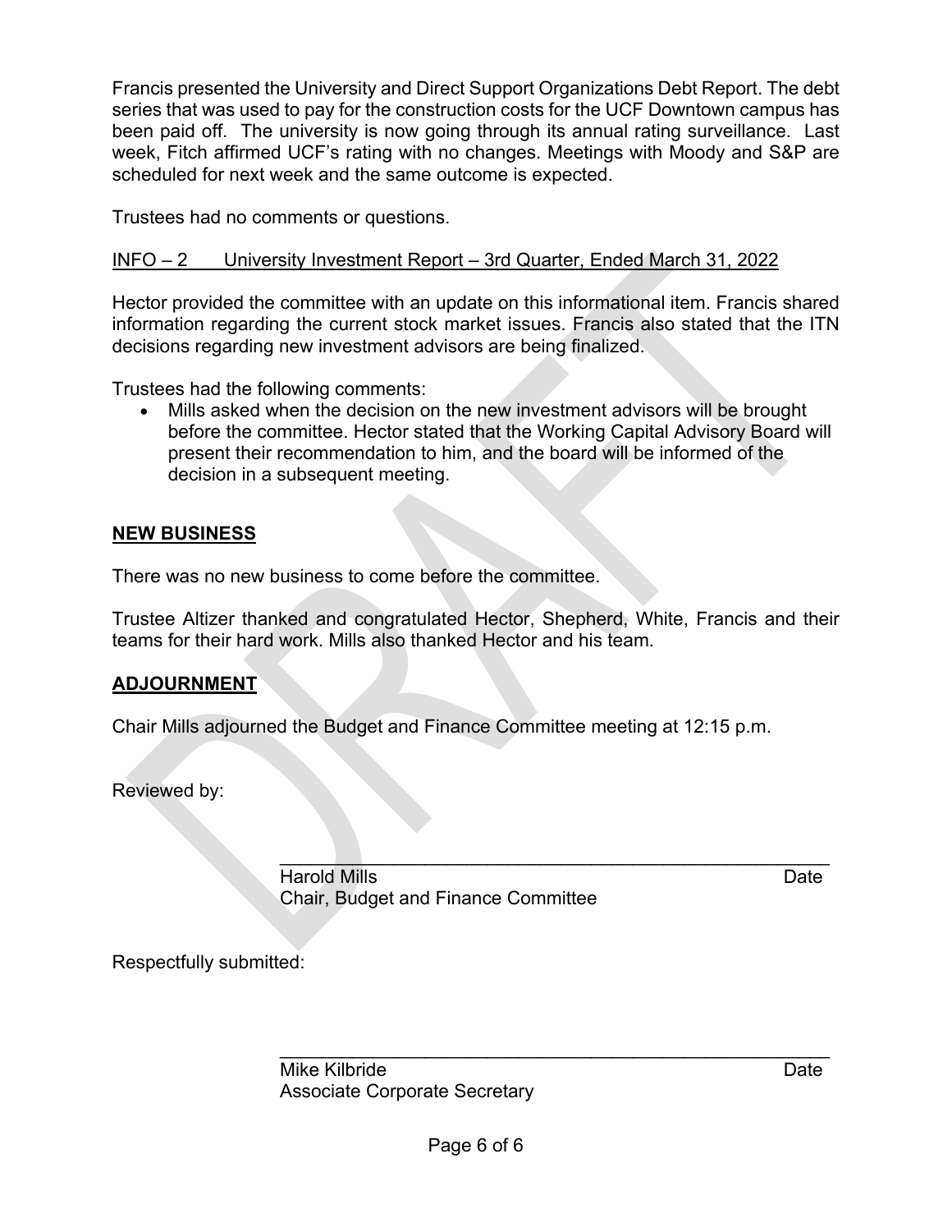Francis presented the University and Direct Support Organizations Debt Report. The debt series that was used to pay for the construction costs for the UCF Downtown campus has been paid off. The university is now going through its annual rating surveillance. Last week, Fitch affirmed UCF's rating with no changes. Meetings with Moody and S&P are scheduled for next week and the same outcome is expected.

Trustees had no comments or questions.

INFO – 2 University Investment Report – 3rd Quarter, Ended March 31, 2022

Hector provided the committee with an update on this informational item. Francis shared information regarding the current stock market issues. Francis also stated that the ITN decisions regarding new investment advisors are being finalized.

Trustees had the following comments:

- Mills asked when the decision on the new investment advisors will be brought before the committee. Hector stated that the Working Capital Advisory Board will present their recommendation to him, and the board will be informed of the decision in a subsequent meeting.

## NEW BUSINESS

There was no new business to come before the committee.

Trustee Altizer thanked and congratulated Hector, Shepherd, White, Francis and their teams for their hard work. Mills also thanked Hector and his team.

## ADJOURNMENT

Chair Mills adjourned the Budget and Finance Committee meeting at 12:15 p.m.

Reviewed by:

\_\_\_\_\_\_\_\_\_\_\_\_\_\_\_\_\_\_\_\_\_\_\_\_\_\_\_\_\_\_\_\_\_\_\_\_\_\_\_\_\_\_\_\_\_\_\_\_\_\_

Harold Mills — Date

Chair, Budget and Finance Committee

Respectfully submitted:

\_\_\_\_\_\_\_\_\_\_\_\_\_\_\_\_\_\_\_\_\_\_\_\_\_\_\_\_\_\_\_\_\_\_\_\_\_\_\_\_\_\_\_\_\_\_\_\_\_\_

Mike Kilbride — Date

Associate Corporate Secretary